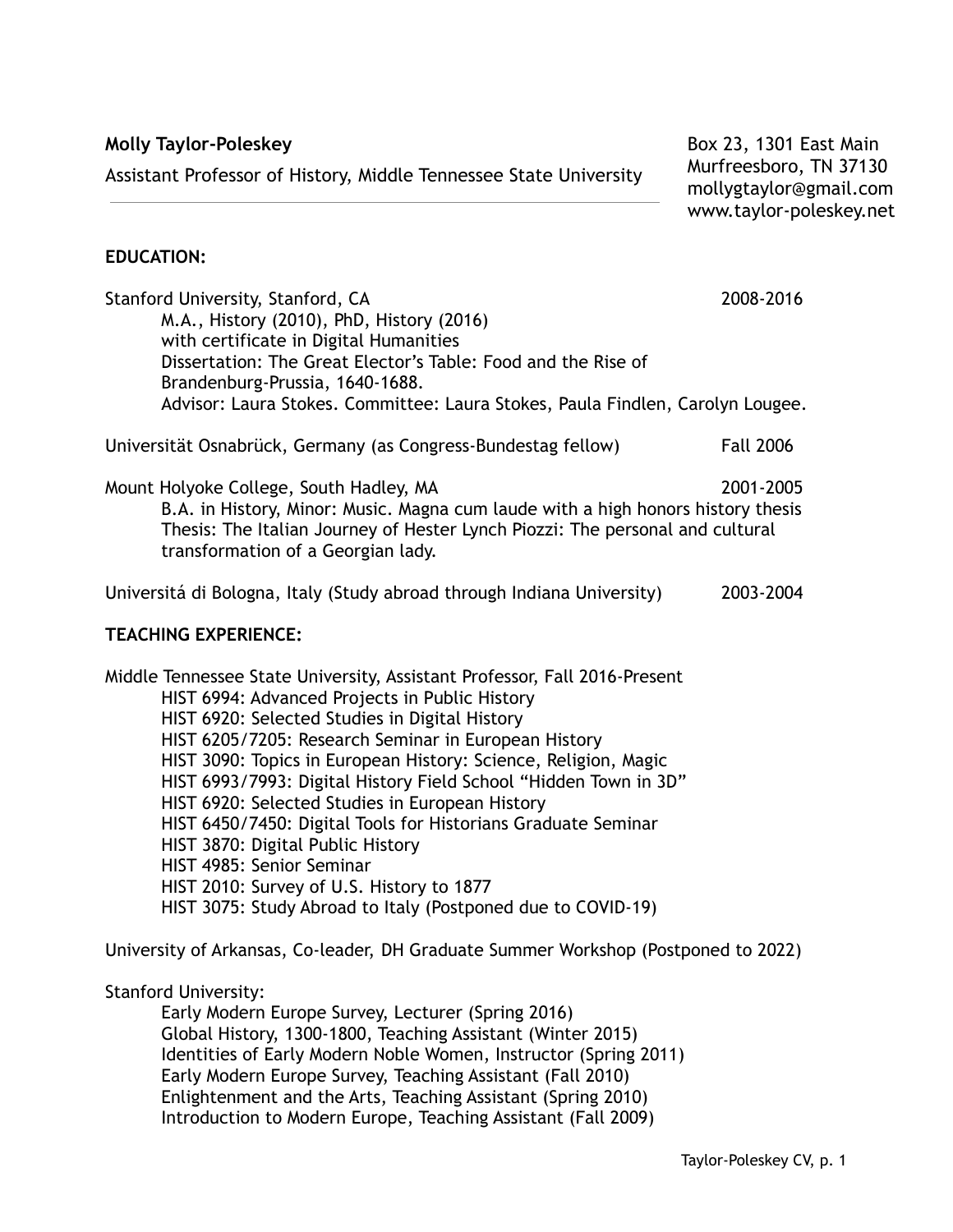**Molly Taylor-Poleskey**

Assistant Professor of History, Middle Tennessee State University

Box 23, 1301 East Main
Murfreesboro, TN 37130
mollygtaylor@gmail.com
www.taylor-poleskey.net

---

## EDUCATION:

Stanford University, Stanford, CA — 2008-2016
- M.A., History (2010), PhD, History (2016)
- with certificate in Digital Humanities
- Dissertation: The Great Elector's Table: Food and the Rise of Brandenburg-Prussia, 1640-1688.
- Advisor: Laura Stokes. Committee: Laura Stokes, Paula Findlen, Carolyn Lougee.

Universität Osnabrück, Germany (as Congress-Bundestag fellow) — Fall 2006

Mount Holyoke College, South Hadley, MA — 2001-2005
- B.A. in History, Minor: Music. Magna cum laude with a high honors history thesis
- Thesis: The Italian Journey of Hester Lynch Piozzi: The personal and cultural transformation of a Georgian lady.

Universitá di Bologna, Italy (Study abroad through Indiana University) — 2003-2004

## TEACHING EXPERIENCE:

Middle Tennessee State University, Assistant Professor, Fall 2016-Present
- HIST 6994: Advanced Projects in Public History
- HIST 6920: Selected Studies in Digital History
- HIST 6205/7205: Research Seminar in European History
- HIST 3090: Topics in European History: Science, Religion, Magic
- HIST 6993/7993: Digital History Field School "Hidden Town in 3D"
- HIST 6920: Selected Studies in European History
- HIST 6450/7450: Digital Tools for Historians Graduate Seminar
- HIST 3870: Digital Public History
- HIST 4985: Senior Seminar
- HIST 2010: Survey of U.S. History to 1877
- HIST 3075: Study Abroad to Italy (Postponed due to COVID-19)

University of Arkansas, Co-leader, DH Graduate Summer Workshop (Postponed to 2022)

Stanford University:
- Early Modern Europe Survey, Lecturer (Spring 2016)
- Global History, 1300-1800, Teaching Assistant (Winter 2015)
- Identities of Early Modern Noble Women, Instructor (Spring 2011)
- Early Modern Europe Survey, Teaching Assistant (Fall 2010)
- Enlightenment and the Arts, Teaching Assistant (Spring 2010)
- Introduction to Modern Europe, Teaching Assistant (Fall 2009)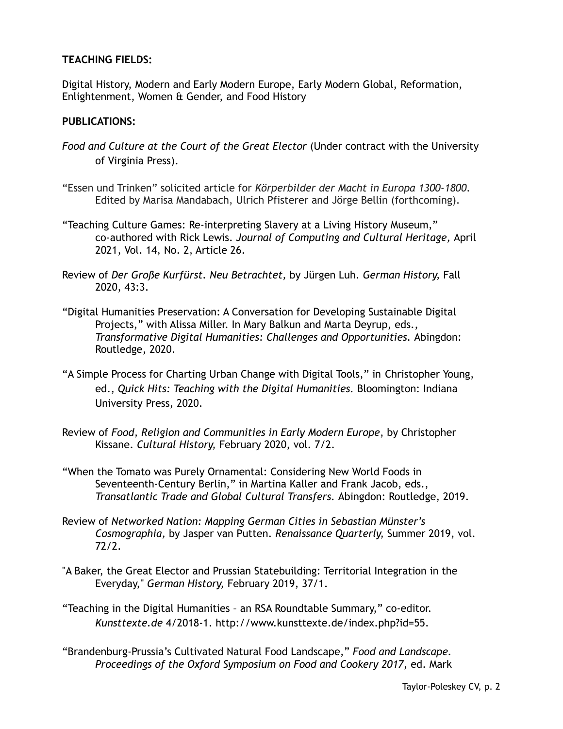**TEACHING FIELDS:**

Digital History, Modern and Early Modern Europe, Early Modern Global, Reformation, Enlightenment, Women & Gender, and Food History

**PUBLICATIONS:**

*Food and Culture at the Court of the Great Elector* (Under contract with the University of Virginia Press).

"Essen und Trinken" solicited article for *Körperbilder der Macht in Europa 1300-1800*. Edited by Marisa Mandabach, Ulrich Pfisterer and Jörge Bellin (forthcoming).

"Teaching Culture Games: Re-interpreting Slavery at a Living History Museum," co-authored with Rick Lewis. *Journal of Computing and Cultural Heritage,* April 2021, Vol. 14, No. 2, Article 26.

Review of *Der Große Kurfürst. Neu Betrachtet,* by Jürgen Luh. *German History,* Fall 2020, 43:3.

"Digital Humanities Preservation: A Conversation for Developing Sustainable Digital Projects," with Alissa Miller. In Mary Balkun and Marta Deyrup, eds., *Transformative Digital Humanities: Challenges and Opportunities.* Abingdon: Routledge, 2020.

"A Simple Process for Charting Urban Change with Digital Tools," in Christopher Young, ed., *Quick Hits: Teaching with the Digital Humanities.* Bloomington: Indiana University Press, 2020.

Review of *Food, Religion and Communities in Early Modern Europe*, by Christopher Kissane. *Cultural History,* February 2020, vol. 7/2.

"When the Tomato was Purely Ornamental: Considering New World Foods in Seventeenth-Century Berlin," in Martina Kaller and Frank Jacob, eds., *Transatlantic Trade and Global Cultural Transfers.* Abingdon: Routledge, 2019.

Review of *Networked Nation: Mapping German Cities in Sebastian Münster's Cosmographia,* by Jasper van Putten. *Renaissance Quarterly,* Summer 2019, vol. 72/2.

"A Baker, the Great Elector and Prussian Statebuilding: Territorial Integration in the Everyday," *German History,* February 2019, 37/1.

"Teaching in the Digital Humanities – an RSA Roundtable Summary," co-editor. *Kunsttexte.de* 4/2018-1. http://www.kunsttexte.de/index.php?id=55.

"Brandenburg-Prussia's Cultivated Natural Food Landscape," *Food and Landscape. Proceedings of the Oxford Symposium on Food and Cookery 2017,* ed. Mark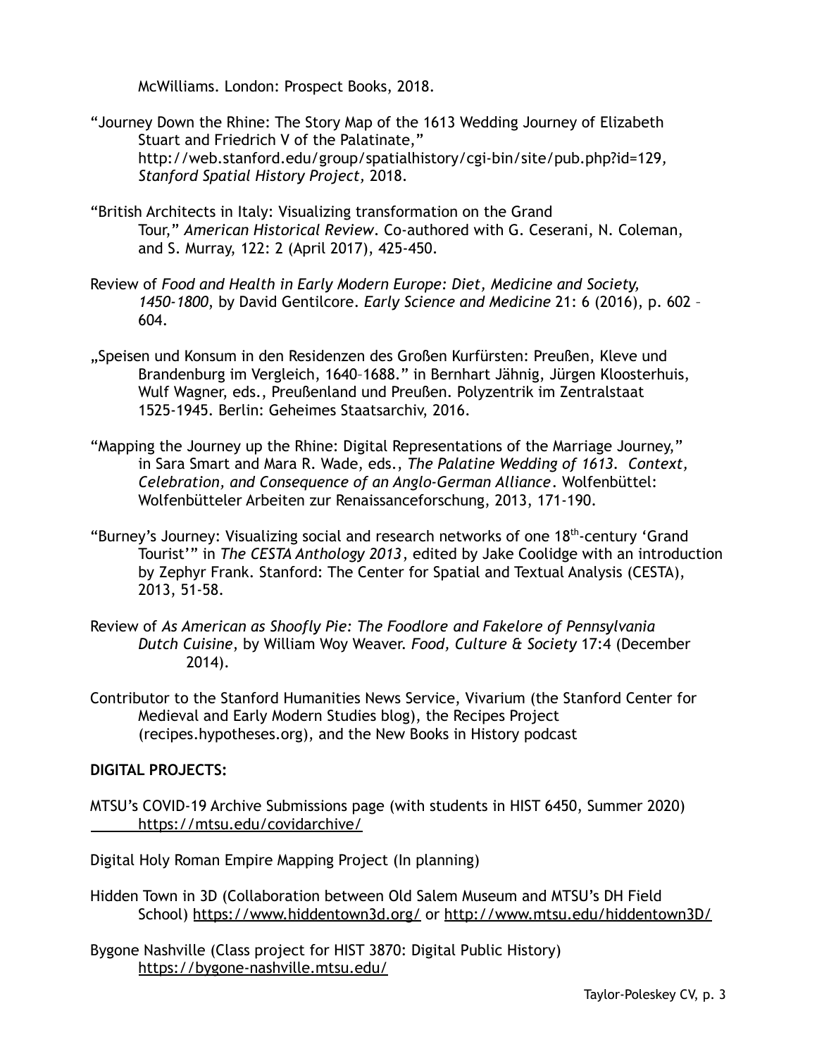McWilliams. London: Prospect Books, 2018.

"Journey Down the Rhine: The Story Map of the 1613 Wedding Journey of Elizabeth Stuart and Friedrich V of the Palatinate," http://web.stanford.edu/group/spatialhistory/cgi-bin/site/pub.php?id=129, *Stanford Spatial History Project,* 2018.

"British Architects in Italy: Visualizing transformation on the Grand Tour," *American Historical Review*. Co-authored with G. Ceserani, N. Coleman, and S. Murray, 122: 2 (April 2017), 425-450.

Review of *Food and Health in Early Modern Europe: Diet, Medicine and Society, 1450-1800*, by David Gentilcore. *Early Science and Medicine* 21: 6 (2016), p. 602 – 604.

„Speisen und Konsum in den Residenzen des Großen Kurfürsten: Preußen, Kleve und Brandenburg im Vergleich, 1640–1688." in Bernhart Jähnig, Jürgen Kloosterhuis, Wulf Wagner, eds., Preußenland und Preußen. Polyzentrik im Zentralstaat 1525-1945. Berlin: Geheimes Staatsarchiv, 2016.

"Mapping the Journey up the Rhine: Digital Representations of the Marriage Journey," in Sara Smart and Mara R. Wade, eds., *The Palatine Wedding of 1613. Context, Celebration, and Consequence of an Anglo-German Alliance*. Wolfenbüttel: Wolfenbütteler Arbeiten zur Renaissanceforschung, 2013, 171-190.

"Burney's Journey: Visualizing social and research networks of one 18th-century 'Grand Tourist'" in *The CESTA Anthology 2013*, edited by Jake Coolidge with an introduction by Zephyr Frank. Stanford: The Center for Spatial and Textual Analysis (CESTA), 2013, 51-58.

Review of *As American as Shoofly Pie: The Foodlore and Fakelore of Pennsylvania Dutch Cuisine*, by William Woy Weaver. *Food, Culture & Society* 17:4 (December 2014).

Contributor to the Stanford Humanities News Service, Vivarium (the Stanford Center for Medieval and Early Modern Studies blog), the Recipes Project (recipes.hypotheses.org), and the New Books in History podcast

**DIGITAL PROJECTS:**

MTSU's COVID-19 Archive Submissions page (with students in HIST 6450, Summer 2020) https://mtsu.edu/covidarchive/

Digital Holy Roman Empire Mapping Project (In planning)

Hidden Town in 3D (Collaboration between Old Salem Museum and MTSU's DH Field School) https://www.hiddentown3d.org/ or http://www.mtsu.edu/hiddentown3D/

Bygone Nashville (Class project for HIST 3870: Digital Public History) https://bygone-nashville.mtsu.edu/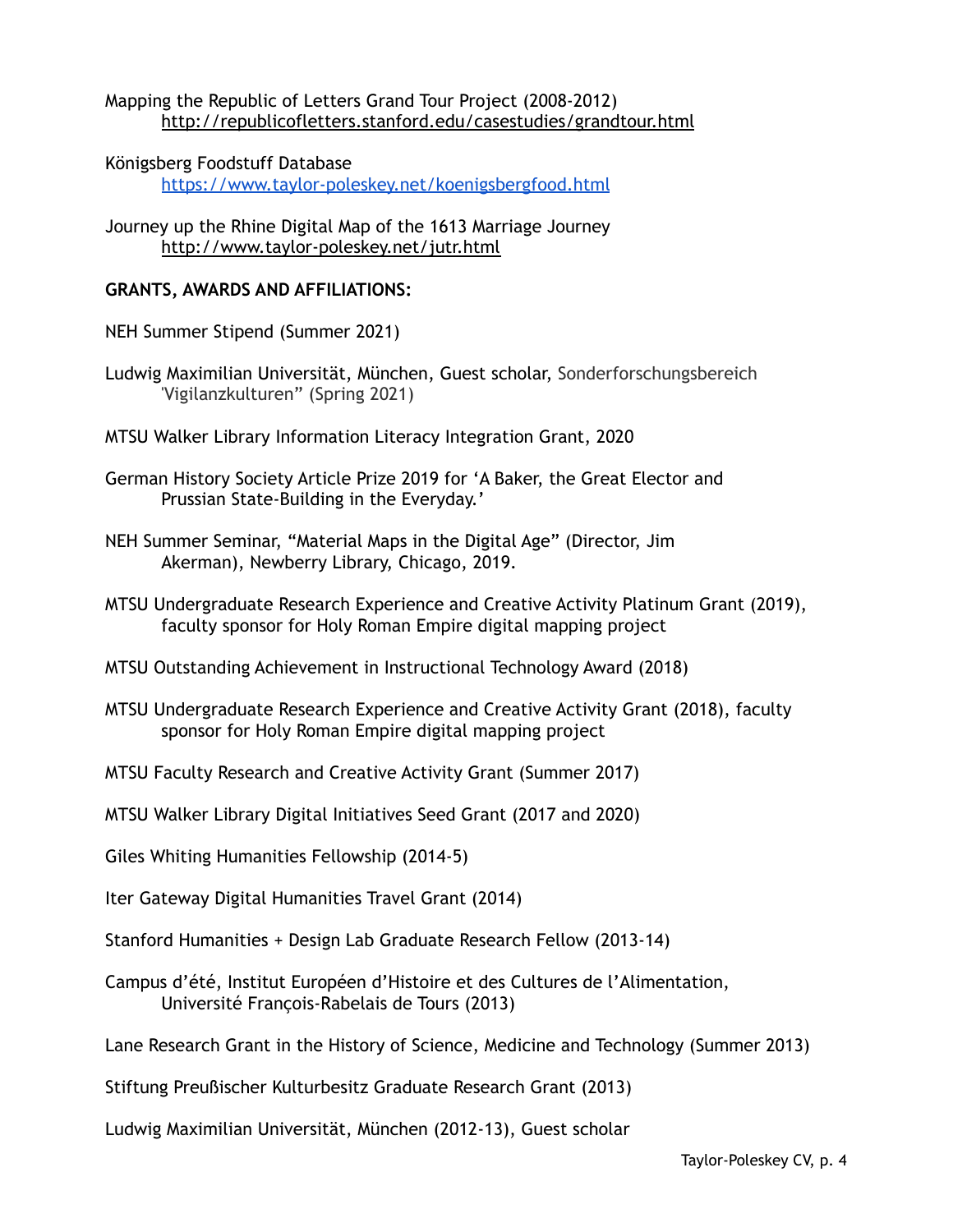Mapping the Republic of Letters Grand Tour Project (2008-2012)
http://republicofletters.stanford.edu/casestudies/grandtour.html

Königsberg Foodstuff Database
https://www.taylor-poleskey.net/koenigsbergfood.html

Journey up the Rhine Digital Map of the 1613 Marriage Journey
http://www.taylor-poleskey.net/jutr.html

**GRANTS, AWARDS AND AFFILIATIONS:**

NEH Summer Stipend (Summer 2021)

Ludwig Maximilian Universität, München, Guest scholar, Sonderforschungsbereich 'Vigilanzkulturen" (Spring 2021)

MTSU Walker Library Information Literacy Integration Grant, 2020

German History Society Article Prize 2019 for 'A Baker, the Great Elector and Prussian State-Building in the Everyday.'

NEH Summer Seminar, "Material Maps in the Digital Age" (Director, Jim Akerman), Newberry Library, Chicago, 2019.

MTSU Undergraduate Research Experience and Creative Activity Platinum Grant (2019), faculty sponsor for Holy Roman Empire digital mapping project

MTSU Outstanding Achievement in Instructional Technology Award (2018)

MTSU Undergraduate Research Experience and Creative Activity Grant (2018), faculty sponsor for Holy Roman Empire digital mapping project

MTSU Faculty Research and Creative Activity Grant (Summer 2017)

MTSU Walker Library Digital Initiatives Seed Grant (2017 and 2020)

Giles Whiting Humanities Fellowship (2014-5)

Iter Gateway Digital Humanities Travel Grant (2014)

Stanford Humanities + Design Lab Graduate Research Fellow (2013-14)

Campus d'été, Institut Européen d'Histoire et des Cultures de l'Alimentation, Université François-Rabelais de Tours (2013)

Lane Research Grant in the History of Science, Medicine and Technology (Summer 2013)

Stiftung Preußischer Kulturbesitz Graduate Research Grant (2013)

Ludwig Maximilian Universität, München (2012-13), Guest scholar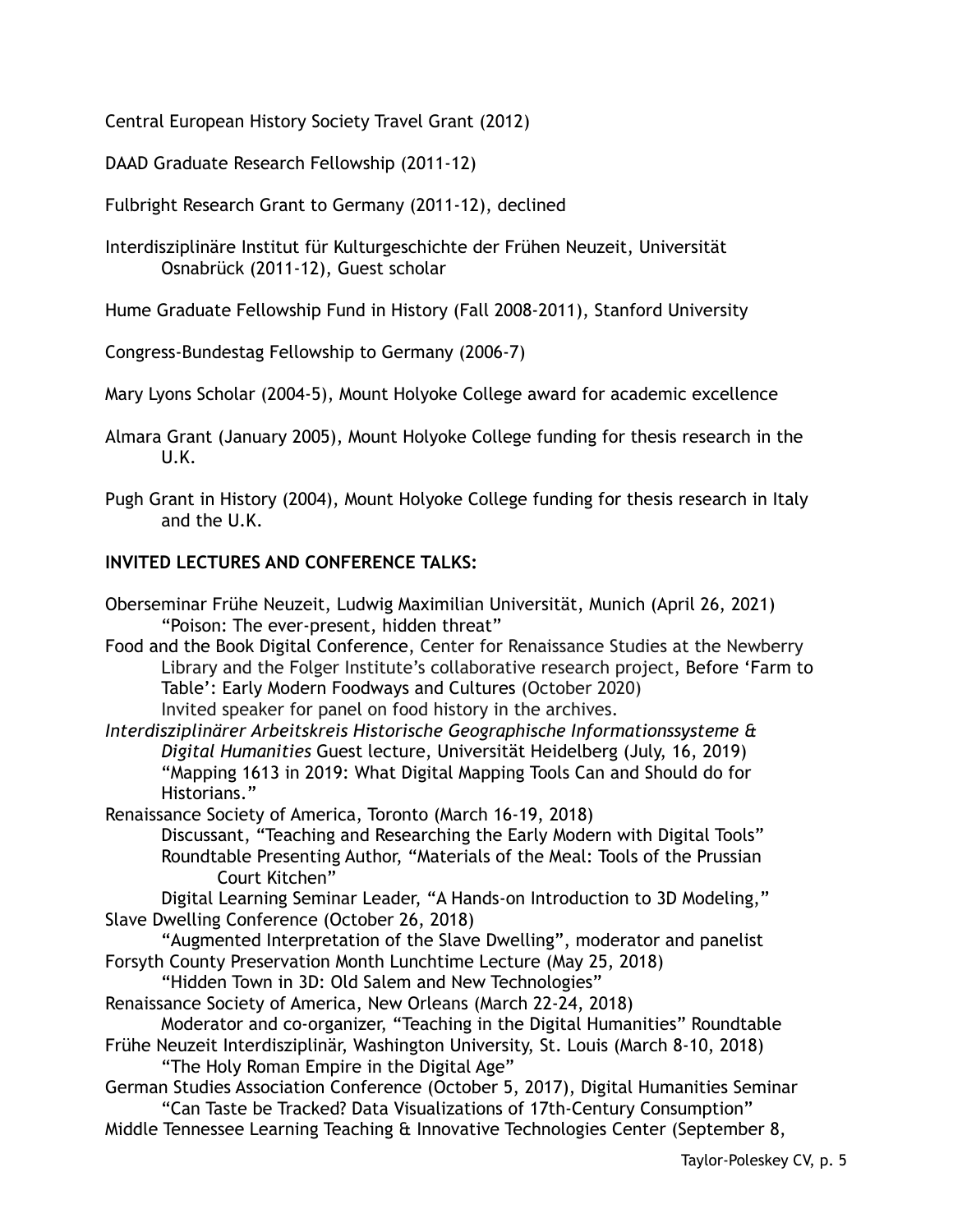Central European History Society Travel Grant (2012)

DAAD Graduate Research Fellowship (2011-12)

Fulbright Research Grant to Germany (2011-12), declined

Interdisziplinäre Institut für Kulturgeschichte der Frühen Neuzeit, Universität Osnabrück (2011-12), Guest scholar

Hume Graduate Fellowship Fund in History (Fall 2008-2011), Stanford University

Congress-Bundestag Fellowship to Germany (2006-7)

Mary Lyons Scholar (2004-5), Mount Holyoke College award for academic excellence

Almara Grant (January 2005), Mount Holyoke College funding for thesis research in the U.K.

Pugh Grant in History (2004), Mount Holyoke College funding for thesis research in Italy and the U.K.

**INVITED LECTURES AND CONFERENCE TALKS:**

Oberseminar Frühe Neuzeit, Ludwig Maximilian Universität, Munich (April 26, 2021)
    "Poison: The ever-present, hidden threat"

Food and the Book Digital Conference, Center for Renaissance Studies at the Newberry Library and the Folger Institute's collaborative research project, Before 'Farm to Table': Early Modern Foodways and Cultures (October 2020)
    Invited speaker for panel on food history in the archives.

*Interdisziplinärer Arbeitskreis Historische Geographische Informationssysteme & Digital Humanities* Guest lecture, Universität Heidelberg (July, 16, 2019)
    "Mapping 1613 in 2019: What Digital Mapping Tools Can and Should do for Historians."

Renaissance Society of America, Toronto (March 16-19, 2018)
    Discussant, "Teaching and Researching the Early Modern with Digital Tools"
    Roundtable Presenting Author, "Materials of the Meal: Tools of the Prussian Court Kitchen"
    Digital Learning Seminar Leader, "A Hands-on Introduction to 3D Modeling,"

Slave Dwelling Conference (October 26, 2018)
    "Augmented Interpretation of the Slave Dwelling", moderator and panelist

Forsyth County Preservation Month Lunchtime Lecture (May 25, 2018)
    "Hidden Town in 3D: Old Salem and New Technologies"

Renaissance Society of America, New Orleans (March 22-24, 2018)
    Moderator and co-organizer, "Teaching in the Digital Humanities" Roundtable

Frühe Neuzeit Interdisziplinär, Washington University, St. Louis (March 8-10, 2018)
    "The Holy Roman Empire in the Digital Age"

German Studies Association Conference (October 5, 2017), Digital Humanities Seminar
    "Can Taste be Tracked? Data Visualizations of 17th-Century Consumption"

Middle Tennessee Learning Teaching & Innovative Technologies Center (September 8,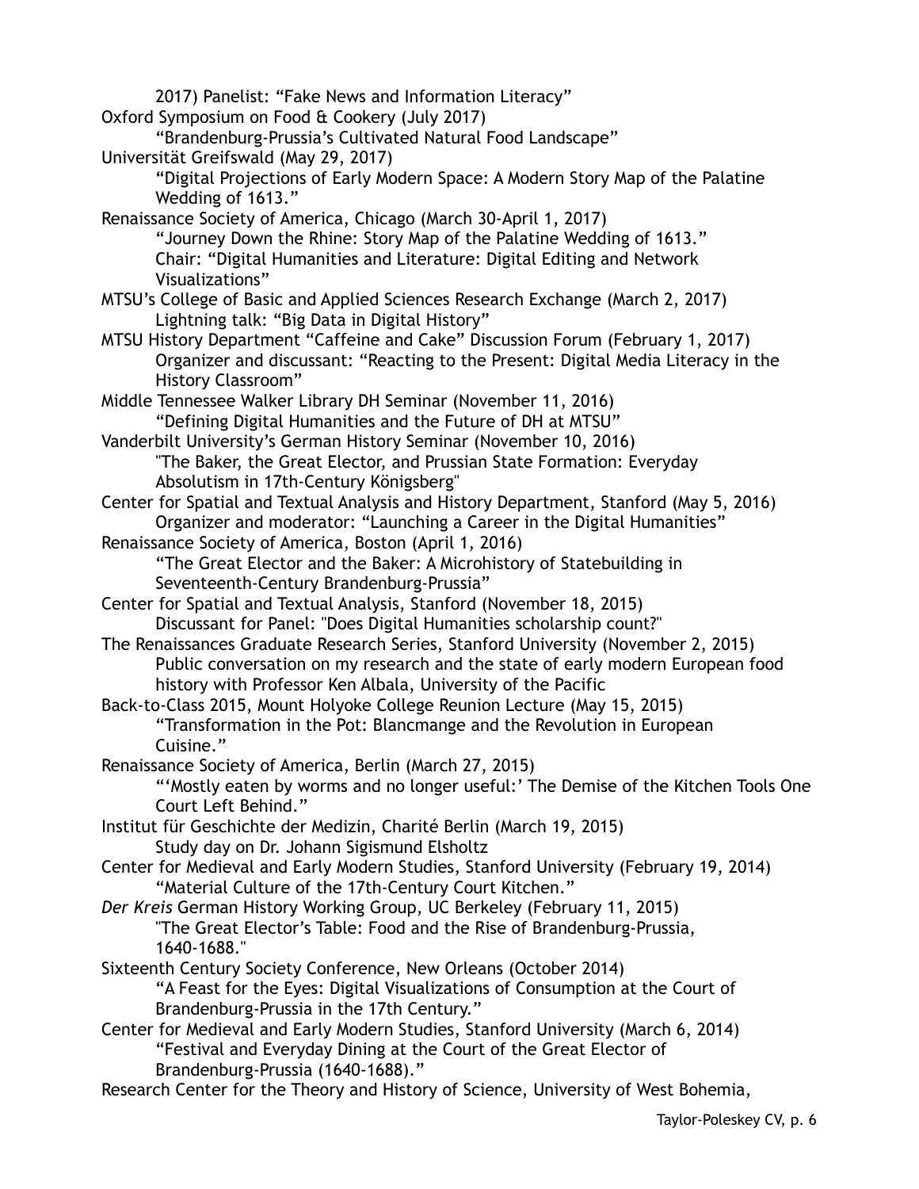2017) Panelist: “Fake News and Information Literacy”

Oxford Symposium on Food & Cookery (July 2017)
    “Brandenburg-Prussia’s Cultivated Natural Food Landscape”

Universität Greifswald (May 29, 2017)
    “Digital Projections of Early Modern Space: A Modern Story Map of the Palatine Wedding of 1613.”

Renaissance Society of America, Chicago (March 30-April 1, 2017)
    “Journey Down the Rhine: Story Map of the Palatine Wedding of 1613.”
    Chair: “Digital Humanities and Literature: Digital Editing and Network Visualizations”

MTSU’s College of Basic and Applied Sciences Research Exchange (March 2, 2017)
    Lightning talk: “Big Data in Digital History”

MTSU History Department “Caffeine and Cake” Discussion Forum (February 1, 2017)
    Organizer and discussant: “Reacting to the Present: Digital Media Literacy in the History Classroom”

Middle Tennessee Walker Library DH Seminar (November 11, 2016)
    “Defining Digital Humanities and the Future of DH at MTSU”

Vanderbilt University’s German History Seminar (November 10, 2016)
    "The Baker, the Great Elector, and Prussian State Formation: Everyday Absolutism in 17th-Century Königsberg"

Center for Spatial and Textual Analysis and History Department, Stanford (May 5, 2016)
    Organizer and moderator: “Launching a Career in the Digital Humanities”

Renaissance Society of America, Boston (April 1, 2016)
    “The Great Elector and the Baker: A Microhistory of Statebuilding in Seventeenth-Century Brandenburg-Prussia”

Center for Spatial and Textual Analysis, Stanford (November 18, 2015)
    Discussant for Panel: "Does Digital Humanities scholarship count?"

The Renaissances Graduate Research Series, Stanford University (November 2, 2015)
    Public conversation on my research and the state of early modern European food history with Professor Ken Albala, University of the Pacific

Back-to-Class 2015, Mount Holyoke College Reunion Lecture (May 15, 2015)
    “Transformation in the Pot: Blancmange and the Revolution in European Cuisine.”

Renaissance Society of America, Berlin (March 27, 2015)
    “‘Mostly eaten by worms and no longer useful:’ The Demise of the Kitchen Tools One Court Left Behind.”

Institut für Geschichte der Medizin, Charité Berlin (March 19, 2015)
    Study day on Dr. Johann Sigismund Elsholtz

Center for Medieval and Early Modern Studies, Stanford University (February 19, 2014)
    “Material Culture of the 17th-Century Court Kitchen.”

*Der Kreis* German History Working Group, UC Berkeley (February 11, 2015)
    "The Great Elector’s Table: Food and the Rise of Brandenburg-Prussia, 1640-1688."

Sixteenth Century Society Conference, New Orleans (October 2014)
    “A Feast for the Eyes: Digital Visualizations of Consumption at the Court of Brandenburg-Prussia in the 17th Century.”

Center for Medieval and Early Modern Studies, Stanford University (March 6, 2014)
    “Festival and Everyday Dining at the Court of the Great Elector of Brandenburg-Prussia (1640-1688).”

Research Center for the Theory and History of Science, University of West Bohemia,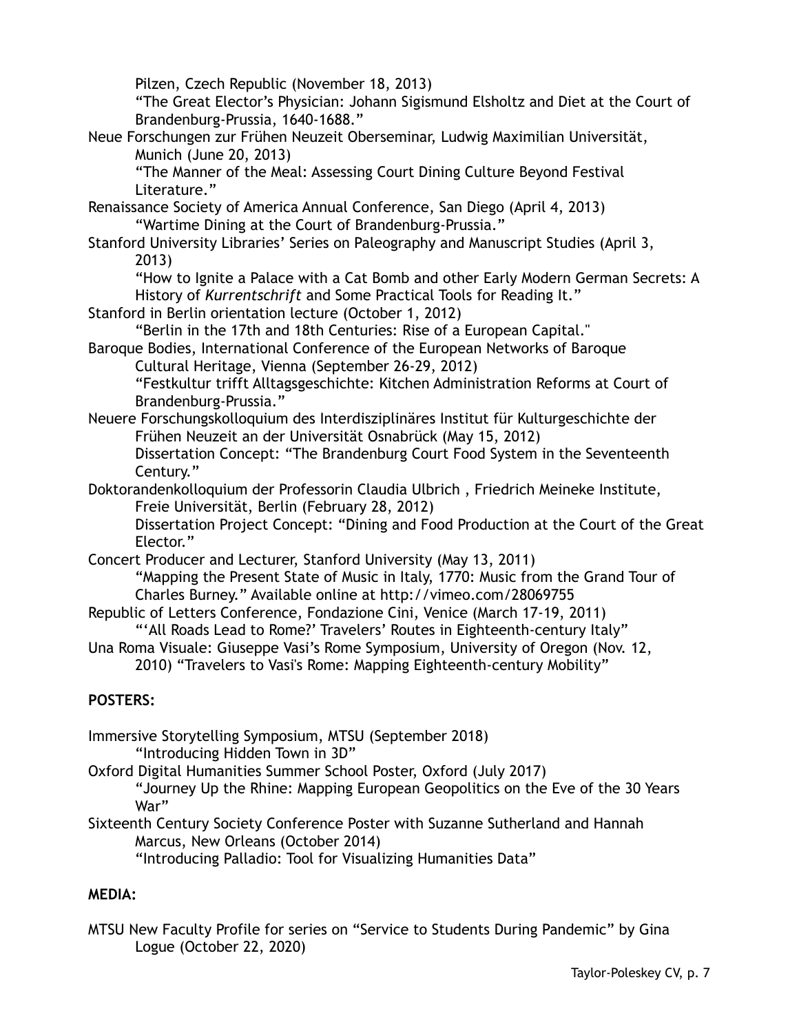Pilzen, Czech Republic (November 18, 2013)
"The Great Elector's Physician: Johann Sigismund Elsholtz and Diet at the Court of Brandenburg-Prussia, 1640-1688."

Neue Forschungen zur Frühen Neuzeit Oberseminar, Ludwig Maximilian Universität, Munich (June 20, 2013)
"The Manner of the Meal: Assessing Court Dining Culture Beyond Festival Literature."

Renaissance Society of America Annual Conference, San Diego (April 4, 2013)
"Wartime Dining at the Court of Brandenburg-Prussia."

Stanford University Libraries' Series on Paleography and Manuscript Studies (April 3, 2013)
"How to Ignite a Palace with a Cat Bomb and other Early Modern German Secrets: A History of *Kurrentschrift* and Some Practical Tools for Reading It."

Stanford in Berlin orientation lecture (October 1, 2012)
"Berlin in the 17th and 18th Centuries: Rise of a European Capital."

Baroque Bodies, International Conference of the European Networks of Baroque Cultural Heritage, Vienna (September 26-29, 2012)
"Festkultur trifft Alltagsgeschichte: Kitchen Administration Reforms at Court of Brandenburg-Prussia."

Neuere Forschungskolloquium des Interdisziplinäres Institut für Kulturgeschichte der Frühen Neuzeit an der Universität Osnabrück (May 15, 2012)
Dissertation Concept: "The Brandenburg Court Food System in the Seventeenth Century."

Doktorandenkolloquium der Professorin Claudia Ulbrich , Friedrich Meineke Institute, Freie Universität, Berlin (February 28, 2012)
Dissertation Project Concept: "Dining and Food Production at the Court of the Great Elector."

Concert Producer and Lecturer, Stanford University (May 13, 2011)
"Mapping the Present State of Music in Italy, 1770: Music from the Grand Tour of Charles Burney." Available online at http://vimeo.com/28069755

Republic of Letters Conference, Fondazione Cini, Venice (March 17-19, 2011)
"'All Roads Lead to Rome?' Travelers' Routes in Eighteenth-century Italy"

Una Roma Visuale: Giuseppe Vasi's Rome Symposium, University of Oregon (Nov. 12, 2010) "Travelers to Vasi's Rome: Mapping Eighteenth-century Mobility"

**POSTERS:**

Immersive Storytelling Symposium, MTSU (September 2018)
"Introducing Hidden Town in 3D"

Oxford Digital Humanities Summer School Poster, Oxford (July 2017)
"Journey Up the Rhine: Mapping European Geopolitics on the Eve of the 30 Years War"

Sixteenth Century Society Conference Poster with Suzanne Sutherland and Hannah Marcus, New Orleans (October 2014)
"Introducing Palladio: Tool for Visualizing Humanities Data"

**MEDIA:**

MTSU New Faculty Profile for series on "Service to Students During Pandemic" by Gina Logue (October 22, 2020)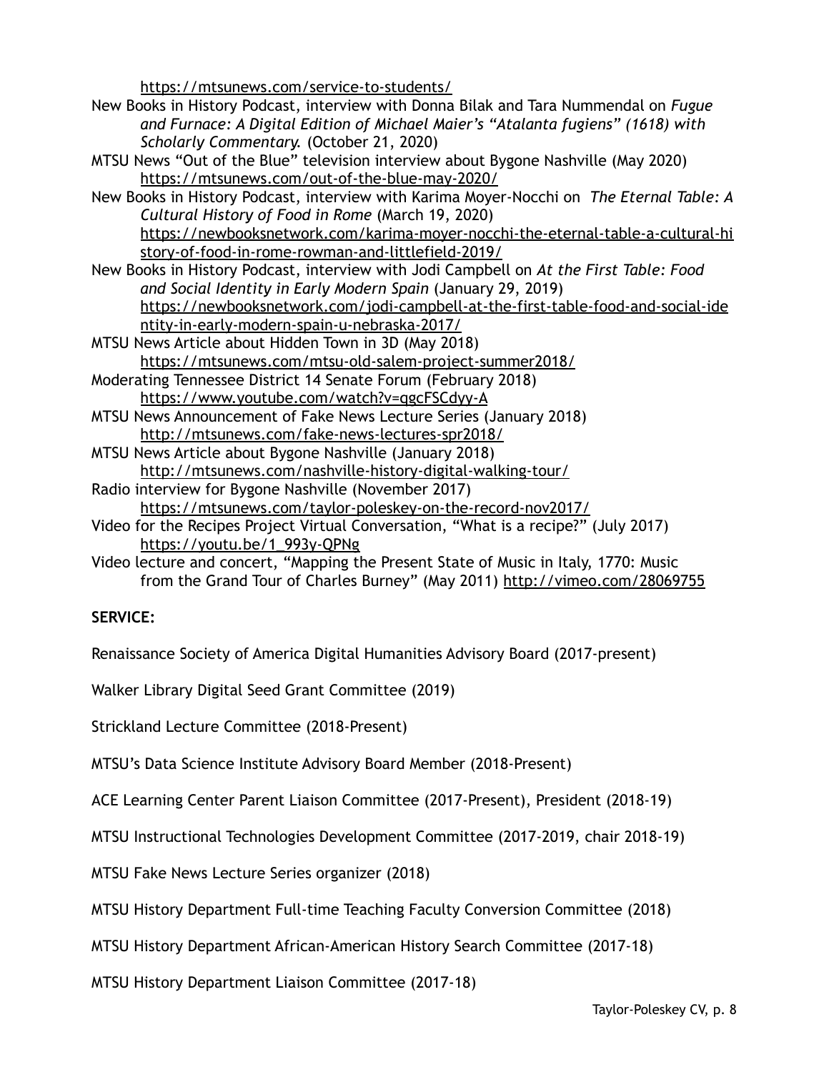https://mtsunews.com/service-to-students/

New Books in History Podcast, interview with Donna Bilak and Tara Nummendal on *Fugue and Furnace: A Digital Edition of Michael Maier's "Atalanta fugiens" (1618) with Scholarly Commentary.* (October 21, 2020)

MTSU News "Out of the Blue" television interview about Bygone Nashville (May 2020) https://mtsunews.com/out-of-the-blue-may-2020/

New Books in History Podcast, interview with Karima Moyer-Nocchi on *The Eternal Table: A Cultural History of Food in Rome* (March 19, 2020) https://newbooksnetwork.com/karima-moyer-nocchi-the-eternal-table-a-cultural-history-of-food-in-rome-rowman-and-littlefield-2019/

New Books in History Podcast, interview with Jodi Campbell on *At the First Table: Food and Social Identity in Early Modern Spain* (January 29, 2019) https://newbooksnetwork.com/jodi-campbell-at-the-first-table-food-and-social-identity-in-early-modern-spain-u-nebraska-2017/

MTSU News Article about Hidden Town in 3D (May 2018) https://mtsunews.com/mtsu-old-salem-project-summer2018/

Moderating Tennessee District 14 Senate Forum (February 2018) https://www.youtube.com/watch?v=qgcFSCdyy-A

MTSU News Announcement of Fake News Lecture Series (January 2018) http://mtsunews.com/fake-news-lectures-spr2018/

MTSU News Article about Bygone Nashville (January 2018) http://mtsunews.com/nashville-history-digital-walking-tour/

Radio interview for Bygone Nashville (November 2017) https://mtsunews.com/taylor-poleskey-on-the-record-nov2017/

Video for the Recipes Project Virtual Conversation, "What is a recipe?" (July 2017) https://youtu.be/1_993y-QPNg

Video lecture and concert, "Mapping the Present State of Music in Italy, 1770: Music from the Grand Tour of Charles Burney" (May 2011) http://vimeo.com/28069755

**SERVICE:**

Renaissance Society of America Digital Humanities Advisory Board (2017-present)

Walker Library Digital Seed Grant Committee (2019)

Strickland Lecture Committee (2018-Present)

MTSU's Data Science Institute Advisory Board Member (2018-Present)

ACE Learning Center Parent Liaison Committee (2017-Present), President (2018-19)

MTSU Instructional Technologies Development Committee (2017-2019, chair 2018-19)

MTSU Fake News Lecture Series organizer (2018)

MTSU History Department Full-time Teaching Faculty Conversion Committee (2018)

MTSU History Department African-American History Search Committee (2017-18)

MTSU History Department Liaison Committee (2017-18)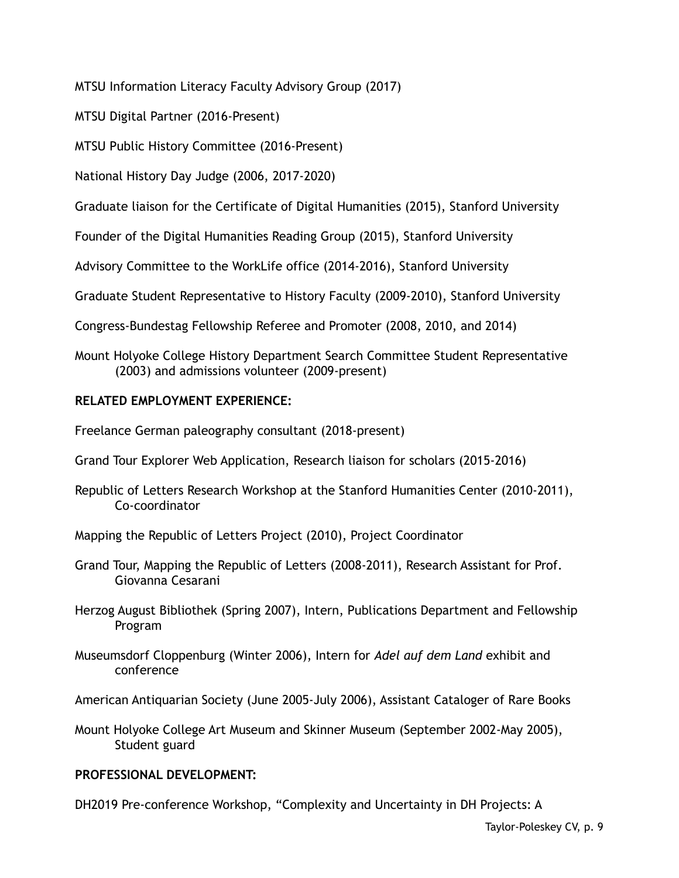MTSU Information Literacy Faculty Advisory Group (2017)

MTSU Digital Partner (2016-Present)

MTSU Public History Committee (2016-Present)

National History Day Judge (2006, 2017-2020)

Graduate liaison for the Certificate of Digital Humanities (2015), Stanford University

Founder of the Digital Humanities Reading Group (2015), Stanford University

Advisory Committee to the WorkLife office (2014-2016), Stanford University

Graduate Student Representative to History Faculty (2009-2010), Stanford University

Congress-Bundestag Fellowship Referee and Promoter (2008, 2010, and 2014)

Mount Holyoke College History Department Search Committee Student Representative (2003) and admissions volunteer (2009-present)

**RELATED EMPLOYMENT EXPERIENCE:**

Freelance German paleography consultant (2018-present)

Grand Tour Explorer Web Application, Research liaison for scholars (2015-2016)

Republic of Letters Research Workshop at the Stanford Humanities Center (2010-2011), Co-coordinator

Mapping the Republic of Letters Project (2010), Project Coordinator

Grand Tour, Mapping the Republic of Letters (2008-2011), Research Assistant for Prof. Giovanna Cesarani

Herzog August Bibliothek (Spring 2007), Intern, Publications Department and Fellowship Program

Museumsdorf Cloppenburg (Winter 2006), Intern for *Adel auf dem Land* exhibit and conference

American Antiquarian Society (June 2005-July 2006), Assistant Cataloger of Rare Books

Mount Holyoke College Art Museum and Skinner Museum (September 2002-May 2005), Student guard

**PROFESSIONAL DEVELOPMENT:**

DH2019 Pre-conference Workshop, "Complexity and Uncertainty in DH Projects: A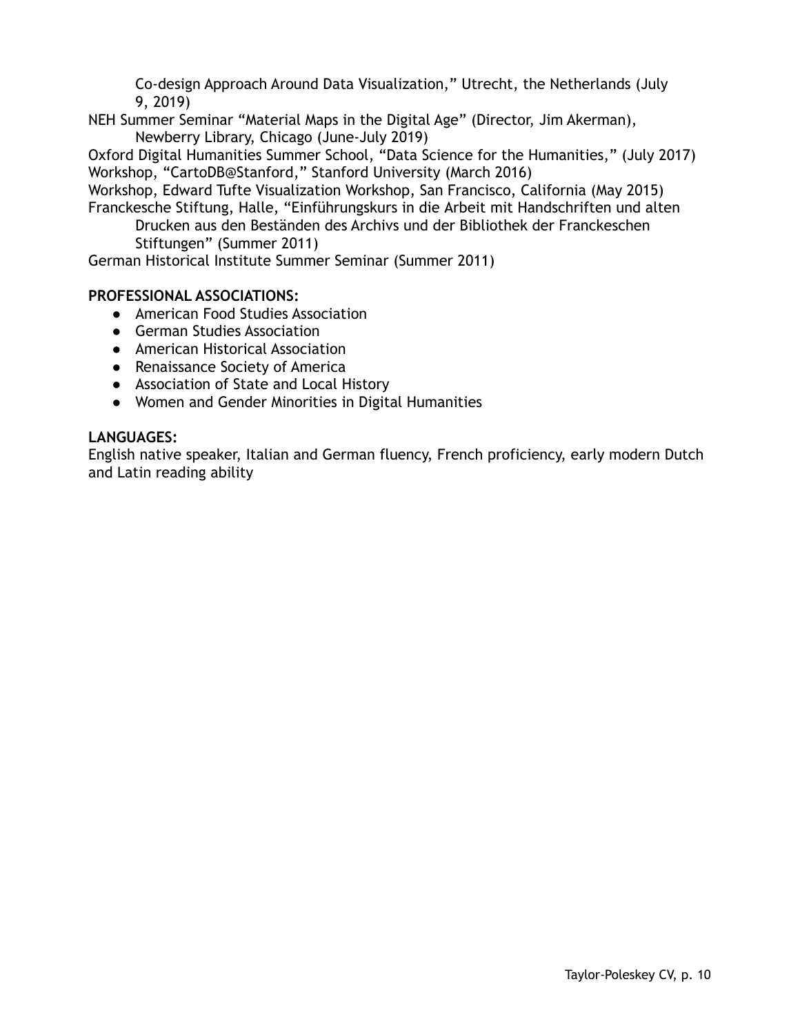Co-design Approach Around Data Visualization," Utrecht, the Netherlands (July 9, 2019)

NEH Summer Seminar "Material Maps in the Digital Age" (Director, Jim Akerman), Newberry Library, Chicago (June-July 2019)

Oxford Digital Humanities Summer School, "Data Science for the Humanities," (July 2017)

Workshop, "CartoDB@Stanford," Stanford University (March 2016)

Workshop, Edward Tufte Visualization Workshop, San Francisco, California (May 2015)

Franckesche Stiftung, Halle, "Einführungskurs in die Arbeit mit Handschriften und alten Drucken aus den Beständen des Archivs und der Bibliothek der Franckeschen Stiftungen" (Summer 2011)

German Historical Institute Summer Seminar (Summer 2011)

**PROFESSIONAL ASSOCIATIONS:**

- American Food Studies Association
- German Studies Association
- American Historical Association
- Renaissance Society of America
- Association of State and Local History
- Women and Gender Minorities in Digital Humanities

**LANGUAGES:**

English native speaker, Italian and German fluency, French proficiency, early modern Dutch and Latin reading ability